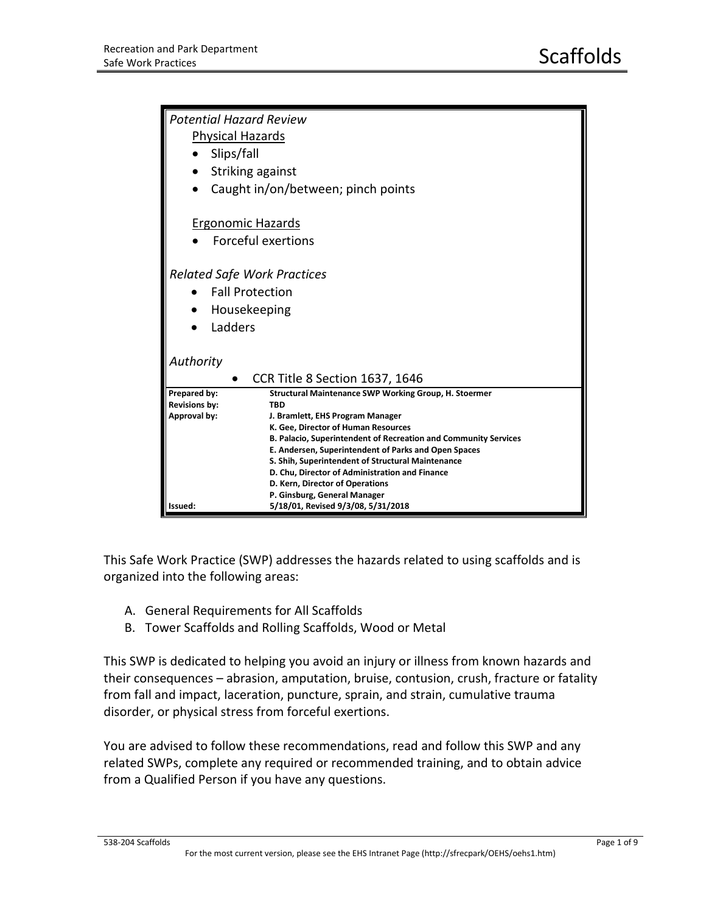# Scaffolds

*Potential Hazard Review*

Physical Hazards

- Slips/fall
- Striking against
- Caught in/on/between; pinch points

Ergonomic Hazards

- Forceful exertions

*Related Safe Work Practices*

- Fall Protection
- Housekeeping
- Ladders

*Authority*

- CCR Title 8 Section 1637, 1646

| | |
|---|---|
| **Prepared by:** | **Structural Maintenance SWP Working Group, H. Stoermer** |
| **Revisions by:** | **TBD** |
| **Approval by:** | **J. Bramlett, EHS Program Manager**<br>**K. Gee, Director of Human Resources**<br>**B. Palacio, Superintendent of Recreation and Community Services**<br>**E. Andersen, Superintendent of Parks and Open Spaces**<br>**S. Shih, Superintendent of Structural Maintenance**<br>**D. Chu, Director of Administration and Finance**<br>**D. Kern, Director of Operations**<br>**P. Ginsburg, General Manager** |
| **Issued:** | **5/18/01, Revised 9/3/08, 5/31/2018** |

This Safe Work Practice (SWP) addresses the hazards related to using scaffolds and is organized into the following areas:

A. General Requirements for All Scaffolds
B. Tower Scaffolds and Rolling Scaffolds, Wood or Metal

This SWP is dedicated to helping you avoid an injury or illness from known hazards and their consequences – abrasion, amputation, bruise, contusion, crush, fracture or fatality from fall and impact, laceration, puncture, sprain, and strain, cumulative trauma disorder, or physical stress from forceful exertions.

You are advised to follow these recommendations, read and follow this SWP and any related SWPs, complete any required or recommended training, and to obtain advice from a Qualified Person if you have any questions.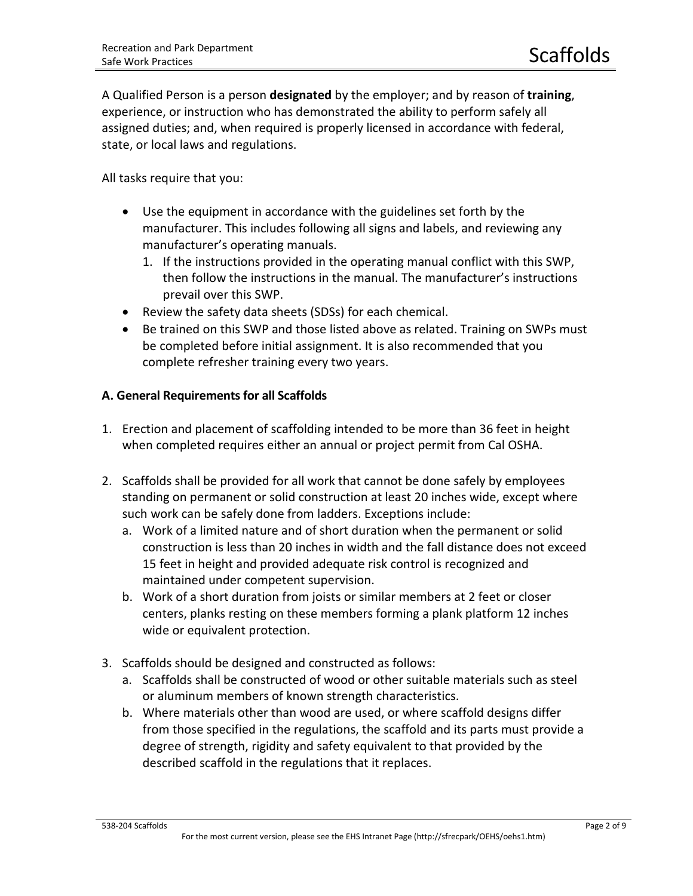A Qualified Person is a person **designated** by the employer; and by reason of **training**, experience, or instruction who has demonstrated the ability to perform safely all assigned duties; and, when required is properly licensed in accordance with federal, state, or local laws and regulations.

All tasks require that you:

- Use the equipment in accordance with the guidelines set forth by the manufacturer. This includes following all signs and labels, and reviewing any manufacturer's operating manuals.
  1. If the instructions provided in the operating manual conflict with this SWP, then follow the instructions in the manual. The manufacturer's instructions prevail over this SWP.
- Review the safety data sheets (SDSs) for each chemical.
- Be trained on this SWP and those listed above as related. Training on SWPs must be completed before initial assignment. It is also recommended that you complete refresher training every two years.

**A. General Requirements for all Scaffolds**

1. Erection and placement of scaffolding intended to be more than 36 feet in height when completed requires either an annual or project permit from Cal OSHA.

2. Scaffolds shall be provided for all work that cannot be done safely by employees standing on permanent or solid construction at least 20 inches wide, except where such work can be safely done from ladders. Exceptions include:
   a. Work of a limited nature and of short duration when the permanent or solid construction is less than 20 inches in width and the fall distance does not exceed 15 feet in height and provided adequate risk control is recognized and maintained under competent supervision.
   b. Work of a short duration from joists or similar members at 2 feet or closer centers, planks resting on these members forming a plank platform 12 inches wide or equivalent protection.

3. Scaffolds should be designed and constructed as follows:
   a. Scaffolds shall be constructed of wood or other suitable materials such as steel or aluminum members of known strength characteristics.
   b. Where materials other than wood are used, or where scaffold designs differ from those specified in the regulations, the scaffold and its parts must provide a degree of strength, rigidity and safety equivalent to that provided by the described scaffold in the regulations that it replaces.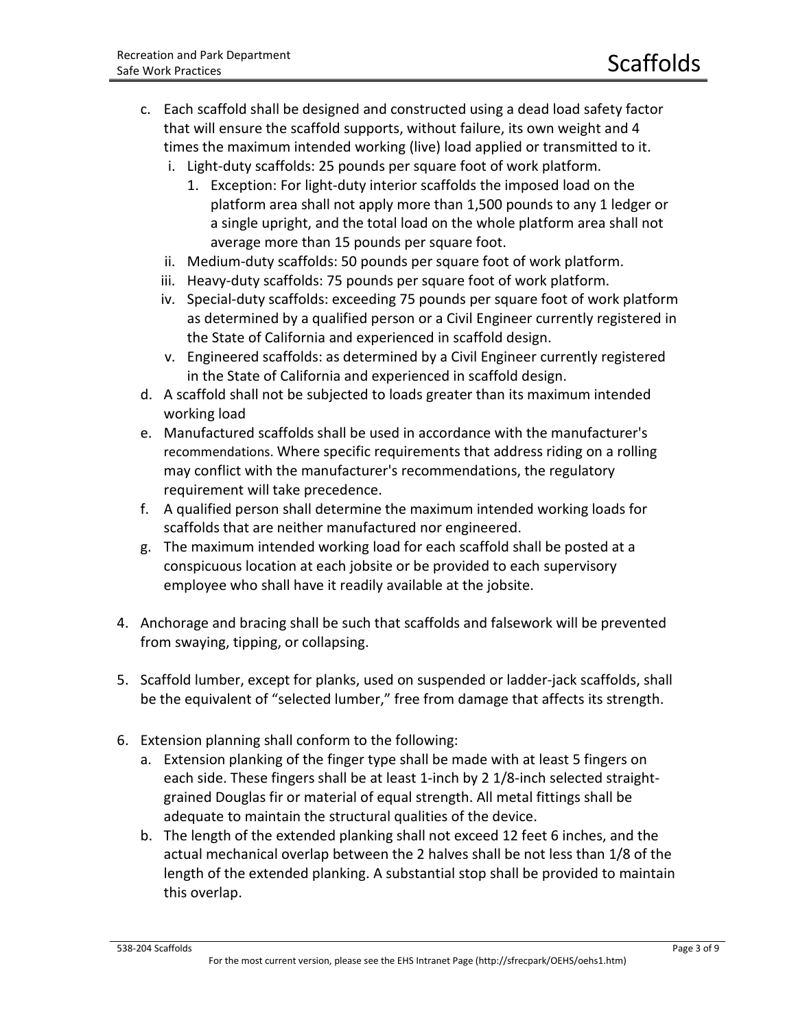c. Each scaffold shall be designed and constructed using a dead load safety factor that will ensure the scaffold supports, without failure, its own weight and 4 times the maximum intended working (live) load applied or transmitted to it.
   i. Light-duty scaffolds: 25 pounds per square foot of work platform.
      1. Exception: For light-duty interior scaffolds the imposed load on the platform area shall not apply more than 1,500 pounds to any 1 ledger or a single upright, and the total load on the whole platform area shall not average more than 15 pounds per square foot.
   ii. Medium-duty scaffolds: 50 pounds per square foot of work platform.
   iii. Heavy-duty scaffolds: 75 pounds per square foot of work platform.
   iv. Special-duty scaffolds: exceeding 75 pounds per square foot of work platform as determined by a qualified person or a Civil Engineer currently registered in the State of California and experienced in scaffold design.
   v. Engineered scaffolds: as determined by a Civil Engineer currently registered in the State of California and experienced in scaffold design.

d. A scaffold shall not be subjected to loads greater than its maximum intended working load

e. Manufactured scaffolds shall be used in accordance with the manufacturer's recommendations. Where specific requirements that address riding on a rolling may conflict with the manufacturer's recommendations, the regulatory requirement will take precedence.

f. A qualified person shall determine the maximum intended working loads for scaffolds that are neither manufactured nor engineered.

g. The maximum intended working load for each scaffold shall be posted at a conspicuous location at each jobsite or be provided to each supervisory employee who shall have it readily available at the jobsite.

4. Anchorage and bracing shall be such that scaffolds and falsework will be prevented from swaying, tipping, or collapsing.

5. Scaffold lumber, except for planks, used on suspended or ladder-jack scaffolds, shall be the equivalent of “selected lumber,” free from damage that affects its strength.

6. Extension planning shall conform to the following:
   a. Extension planking of the finger type shall be made with at least 5 fingers on each side. These fingers shall be at least 1-inch by 2 1/8-inch selected straight-grained Douglas fir or material of equal strength. All metal fittings shall be adequate to maintain the structural qualities of the device.
   b. The length of the extended planking shall not exceed 12 feet 6 inches, and the actual mechanical overlap between the 2 halves shall be not less than 1/8 of the length of the extended planking. A substantial stop shall be provided to maintain this overlap.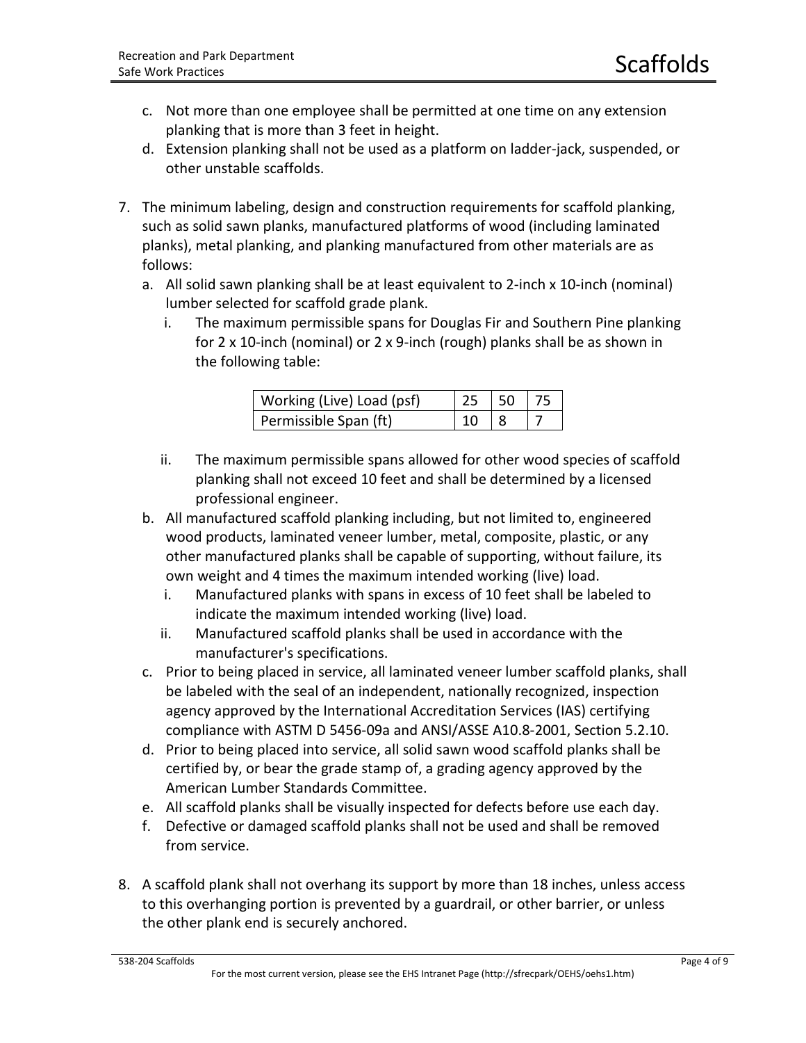c. Not more than one employee shall be permitted at one time on any extension planking that is more than 3 feet in height.

d. Extension planking shall not be used as a platform on ladder-jack, suspended, or other unstable scaffolds.

7. The minimum labeling, design and construction requirements for scaffold planking, such as solid sawn planks, manufactured platforms of wood (including laminated planks), metal planking, and planking manufactured from other materials are as follows:

   a. All solid sawn planking shall be at least equivalent to 2-inch x 10-inch (nominal) lumber selected for scaffold grade plank.

      i. The maximum permissible spans for Douglas Fir and Southern Pine planking for 2 x 10-inch (nominal) or 2 x 9-inch (rough) planks shall be as shown in the following table:

| Working (Live) Load (psf) | 25 | 50 | 75 |
|---|---|---|---|
| Permissible Span (ft) | 10 | 8 | 7 |

      ii. The maximum permissible spans allowed for other wood species of scaffold planking shall not exceed 10 feet and shall be determined by a licensed professional engineer.

   b. All manufactured scaffold planking including, but not limited to, engineered wood products, laminated veneer lumber, metal, composite, plastic, or any other manufactured planks shall be capable of supporting, without failure, its own weight and 4 times the maximum intended working (live) load.

      i. Manufactured planks with spans in excess of 10 feet shall be labeled to indicate the maximum intended working (live) load.

      ii. Manufactured scaffold planks shall be used in accordance with the manufacturer's specifications.

   c. Prior to being placed in service, all laminated veneer lumber scaffold planks, shall be labeled with the seal of an independent, nationally recognized, inspection agency approved by the International Accreditation Services (IAS) certifying compliance with ASTM D 5456-09a and ANSI/ASSE A10.8-2001, Section 5.2.10.

   d. Prior to being placed into service, all solid sawn wood scaffold planks shall be certified by, or bear the grade stamp of, a grading agency approved by the American Lumber Standards Committee.

   e. All scaffold planks shall be visually inspected for defects before use each day.

   f. Defective or damaged scaffold planks shall not be used and shall be removed from service.

8. A scaffold plank shall not overhang its support by more than 18 inches, unless access to this overhanging portion is prevented by a guardrail, or other barrier, or unless the other plank end is securely anchored.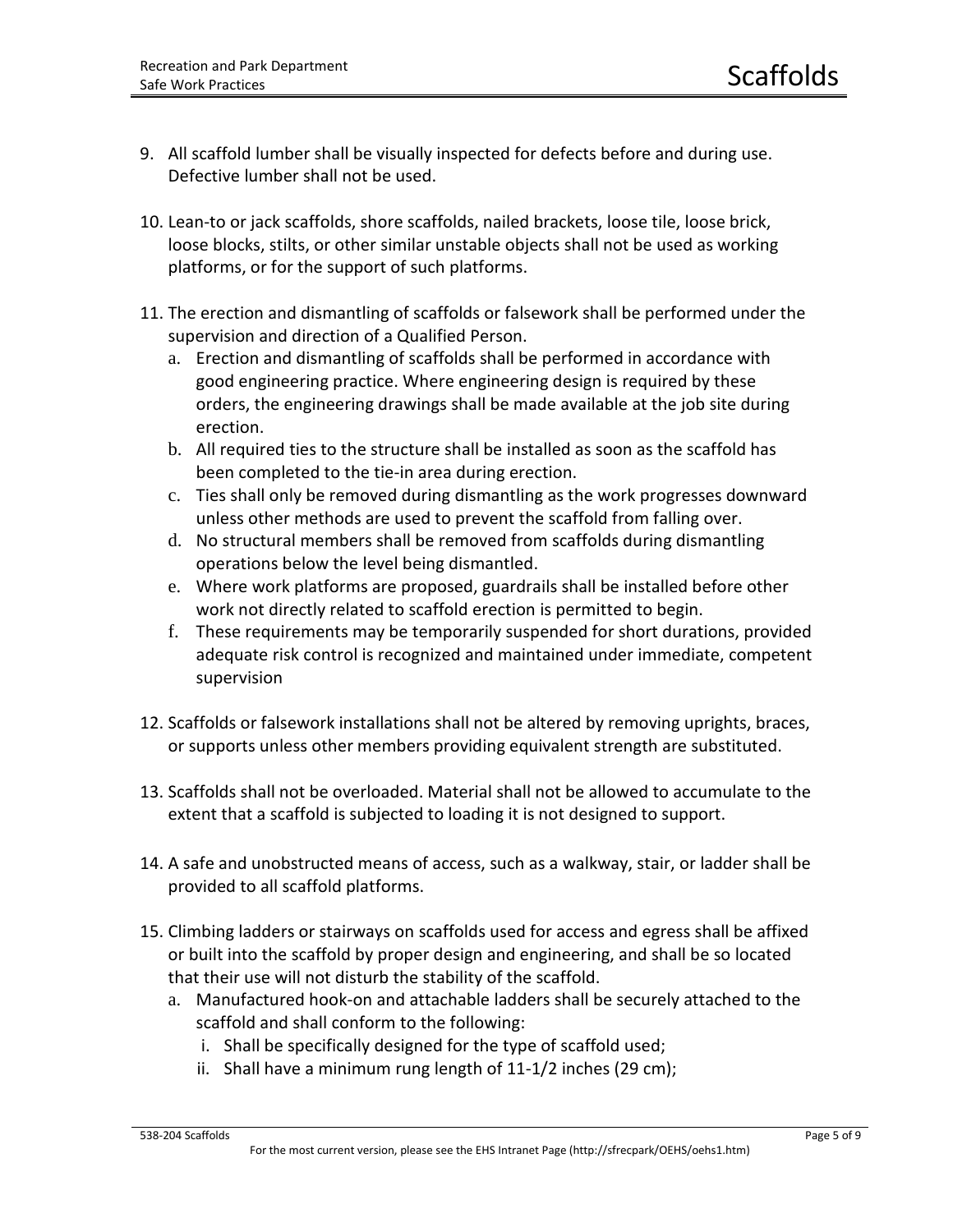9. All scaffold lumber shall be visually inspected for defects before and during use. Defective lumber shall not be used.

10. Lean-to or jack scaffolds, shore scaffolds, nailed brackets, loose tile, loose brick, loose blocks, stilts, or other similar unstable objects shall not be used as working platforms, or for the support of such platforms.

11. The erection and dismantling of scaffolds or falsework shall be performed under the supervision and direction of a Qualified Person.
    a. Erection and dismantling of scaffolds shall be performed in accordance with good engineering practice. Where engineering design is required by these orders, the engineering drawings shall be made available at the job site during erection.
    b. All required ties to the structure shall be installed as soon as the scaffold has been completed to the tie-in area during erection.
    c. Ties shall only be removed during dismantling as the work progresses downward unless other methods are used to prevent the scaffold from falling over.
    d. No structural members shall be removed from scaffolds during dismantling operations below the level being dismantled.
    e. Where work platforms are proposed, guardrails shall be installed before other work not directly related to scaffold erection is permitted to begin.
    f. These requirements may be temporarily suspended for short durations, provided adequate risk control is recognized and maintained under immediate, competent supervision

12. Scaffolds or falsework installations shall not be altered by removing uprights, braces, or supports unless other members providing equivalent strength are substituted.

13. Scaffolds shall not be overloaded. Material shall not be allowed to accumulate to the extent that a scaffold is subjected to loading it is not designed to support.

14. A safe and unobstructed means of access, such as a walkway, stair, or ladder shall be provided to all scaffold platforms.

15. Climbing ladders or stairways on scaffolds used for access and egress shall be affixed or built into the scaffold by proper design and engineering, and shall be so located that their use will not disturb the stability of the scaffold.
    a. Manufactured hook-on and attachable ladders shall be securely attached to the scaffold and shall conform to the following:
        i. Shall be specifically designed for the type of scaffold used;
        ii. Shall have a minimum rung length of 11-1/2 inches (29 cm);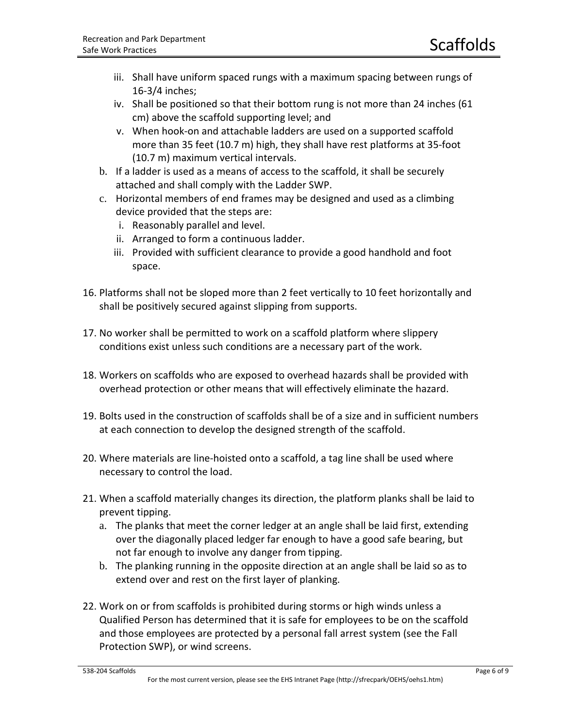iii. Shall have uniform spaced rungs with a maximum spacing between rungs of 16-3/4 inches;
   iv. Shall be positioned so that their bottom rung is not more than 24 inches (61 cm) above the scaffold supporting level; and
   v. When hook-on and attachable ladders are used on a supported scaffold more than 35 feet (10.7 m) high, they shall have rest platforms at 35-foot (10.7 m) maximum vertical intervals.

b. If a ladder is used as a means of access to the scaffold, it shall be securely attached and shall comply with the Ladder SWP.
c. Horizontal members of end frames may be designed and used as a climbing device provided that the steps are:
   i. Reasonably parallel and level.
   ii. Arranged to form a continuous ladder.
   iii. Provided with sufficient clearance to provide a good handhold and foot space.

16. Platforms shall not be sloped more than 2 feet vertically to 10 feet horizontally and shall be positively secured against slipping from supports.

17. No worker shall be permitted to work on a scaffold platform where slippery conditions exist unless such conditions are a necessary part of the work.

18. Workers on scaffolds who are exposed to overhead hazards shall be provided with overhead protection or other means that will effectively eliminate the hazard.

19. Bolts used in the construction of scaffolds shall be of a size and in sufficient numbers at each connection to develop the designed strength of the scaffold.

20. Where materials are line-hoisted onto a scaffold, a tag line shall be used where necessary to control the load.

21. When a scaffold materially changes its direction, the platform planks shall be laid to prevent tipping.
    a. The planks that meet the corner ledger at an angle shall be laid first, extending over the diagonally placed ledger far enough to have a good safe bearing, but not far enough to involve any danger from tipping.
    b. The planking running in the opposite direction at an angle shall be laid so as to extend over and rest on the first layer of planking.

22. Work on or from scaffolds is prohibited during storms or high winds unless a Qualified Person has determined that it is safe for employees to be on the scaffold and those employees are protected by a personal fall arrest system (see the Fall Protection SWP), or wind screens.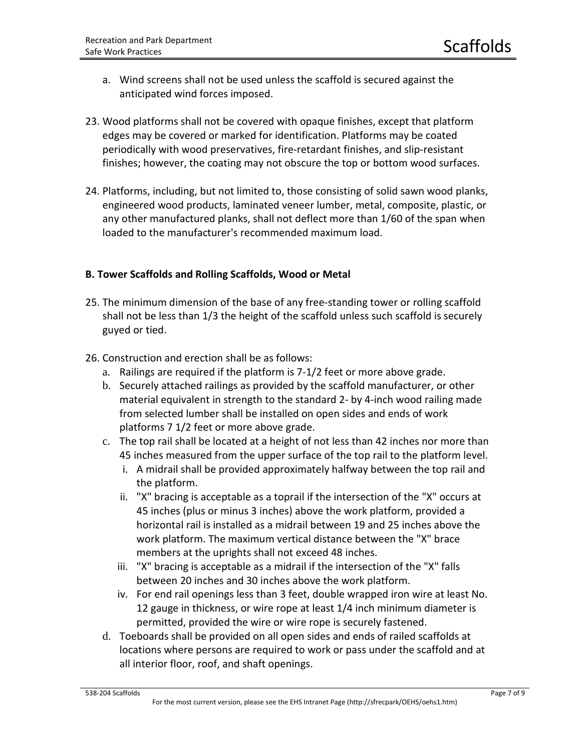a. Wind screens shall not be used unless the scaffold is secured against the anticipated wind forces imposed.

23. Wood platforms shall not be covered with opaque finishes, except that platform edges may be covered or marked for identification. Platforms may be coated periodically with wood preservatives, fire-retardant finishes, and slip-resistant finishes; however, the coating may not obscure the top or bottom wood surfaces.

24. Platforms, including, but not limited to, those consisting of solid sawn wood planks, engineered wood products, laminated veneer lumber, metal, composite, plastic, or any other manufactured planks, shall not deflect more than 1/60 of the span when loaded to the manufacturer's recommended maximum load.

**B. Tower Scaffolds and Rolling Scaffolds, Wood or Metal**

25. The minimum dimension of the base of any free-standing tower or rolling scaffold shall not be less than 1/3 the height of the scaffold unless such scaffold is securely guyed or tied.

26. Construction and erection shall be as follows:
    a. Railings are required if the platform is 7-1/2 feet or more above grade.
    b. Securely attached railings as provided by the scaffold manufacturer, or other material equivalent in strength to the standard 2- by 4-inch wood railing made from selected lumber shall be installed on open sides and ends of work platforms 7 1/2 feet or more above grade.
    c. The top rail shall be located at a height of not less than 42 inches nor more than 45 inches measured from the upper surface of the top rail to the platform level.
        i. A midrail shall be provided approximately halfway between the top rail and the platform.
        ii. "X" bracing is acceptable as a toprail if the intersection of the "X" occurs at 45 inches (plus or minus 3 inches) above the work platform, provided a horizontal rail is installed as a midrail between 19 and 25 inches above the work platform. The maximum vertical distance between the "X" brace members at the uprights shall not exceed 48 inches.
        iii. "X" bracing is acceptable as a midrail if the intersection of the "X" falls between 20 inches and 30 inches above the work platform.
        iv. For end rail openings less than 3 feet, double wrapped iron wire at least No. 12 gauge in thickness, or wire rope at least 1/4 inch minimum diameter is permitted, provided the wire or wire rope is securely fastened.
    d. Toeboards shall be provided on all open sides and ends of railed scaffolds at locations where persons are required to work or pass under the scaffold and at all interior floor, roof, and shaft openings.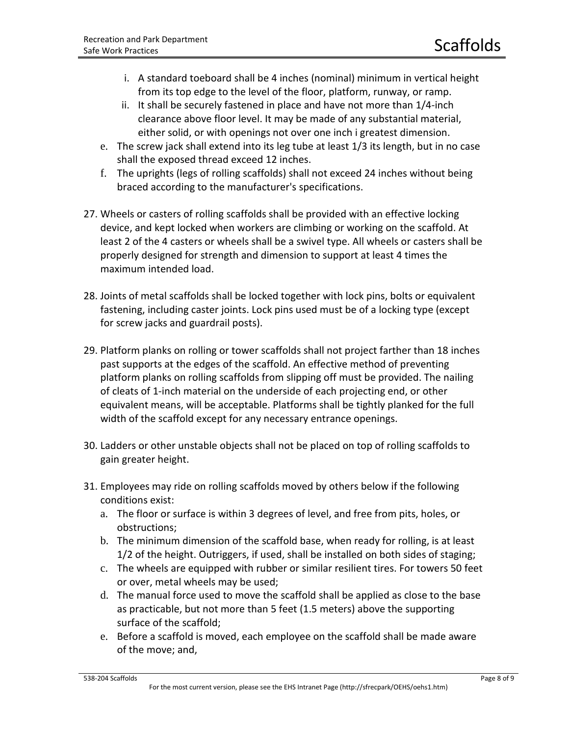i. A standard toeboard shall be 4 inches (nominal) minimum in vertical height from its top edge to the level of the floor, platform, runway, or ramp.

ii. It shall be securely fastened in place and have not more than 1/4-inch clearance above floor level. It may be made of any substantial material, either solid, or with openings not over one inch i greatest dimension.

e. The screw jack shall extend into its leg tube at least 1/3 its length, but in no case shall the exposed thread exceed 12 inches.

f. The uprights (legs of rolling scaffolds) shall not exceed 24 inches without being braced according to the manufacturer's specifications.

27. Wheels or casters of rolling scaffolds shall be provided with an effective locking device, and kept locked when workers are climbing or working on the scaffold. At least 2 of the 4 casters or wheels shall be a swivel type. All wheels or casters shall be properly designed for strength and dimension to support at least 4 times the maximum intended load.

28. Joints of metal scaffolds shall be locked together with lock pins, bolts or equivalent fastening, including caster joints. Lock pins used must be of a locking type (except for screw jacks and guardrail posts).

29. Platform planks on rolling or tower scaffolds shall not project farther than 18 inches past supports at the edges of the scaffold. An effective method of preventing platform planks on rolling scaffolds from slipping off must be provided. The nailing of cleats of 1-inch material on the underside of each projecting end, or other equivalent means, will be acceptable. Platforms shall be tightly planked for the full width of the scaffold except for any necessary entrance openings.

30. Ladders or other unstable objects shall not be placed on top of rolling scaffolds to gain greater height.

31. Employees may ride on rolling scaffolds moved by others below if the following conditions exist:
    a. The floor or surface is within 3 degrees of level, and free from pits, holes, or obstructions;
    b. The minimum dimension of the scaffold base, when ready for rolling, is at least 1/2 of the height. Outriggers, if used, shall be installed on both sides of staging;
    c. The wheels are equipped with rubber or similar resilient tires. For towers 50 feet or over, metal wheels may be used;
    d. The manual force used to move the scaffold shall be applied as close to the base as practicable, but not more than 5 feet (1.5 meters) above the supporting surface of the scaffold;
    e. Before a scaffold is moved, each employee on the scaffold shall be made aware of the move; and,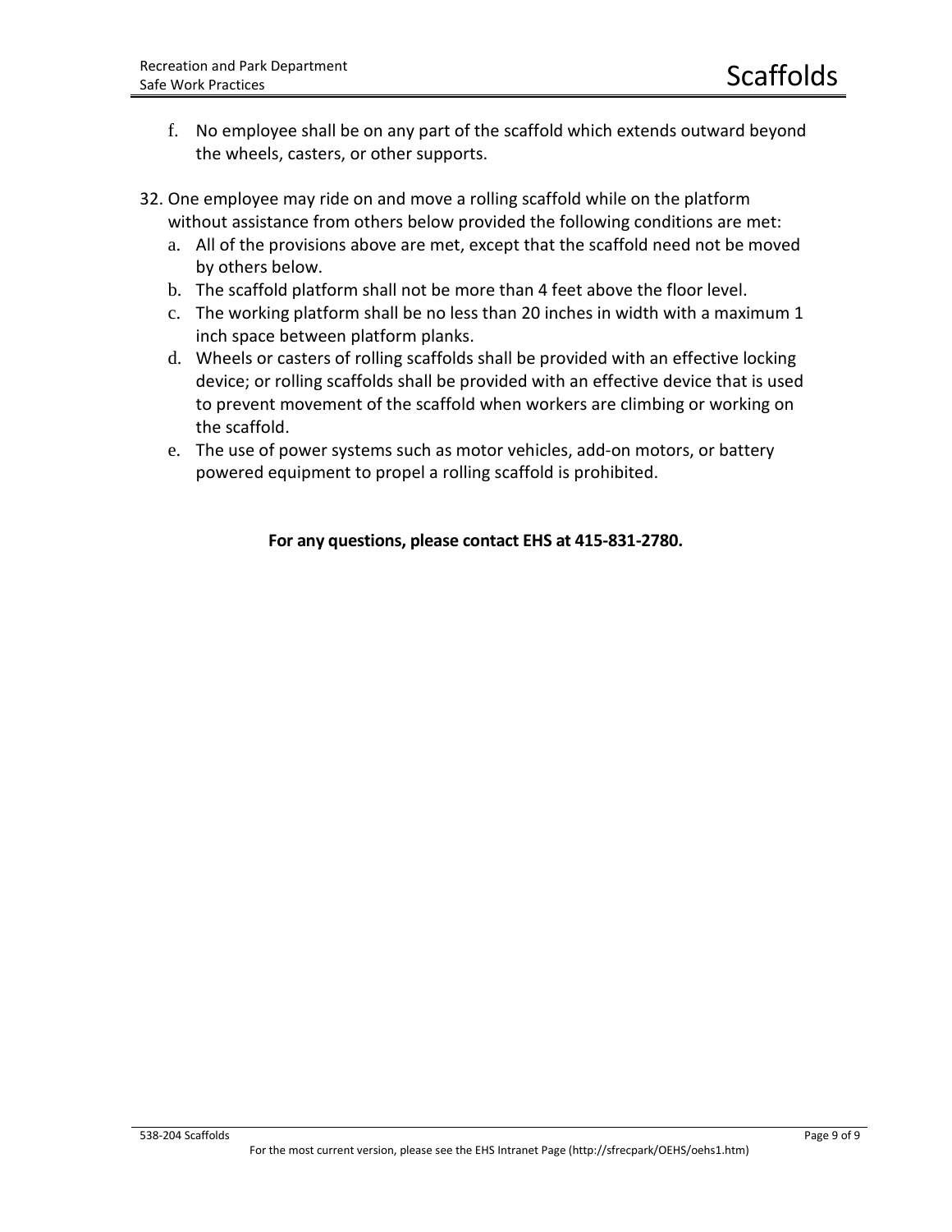f. No employee shall be on any part of the scaffold which extends outward beyond the wheels, casters, or other supports.

32. One employee may ride on and move a rolling scaffold while on the platform without assistance from others below provided the following conditions are met:
    a. All of the provisions above are met, except that the scaffold need not be moved by others below.
    b. The scaffold platform shall not be more than 4 feet above the floor level.
    c. The working platform shall be no less than 20 inches in width with a maximum 1 inch space between platform planks.
    d. Wheels or casters of rolling scaffolds shall be provided with an effective locking device; or rolling scaffolds shall be provided with an effective device that is used to prevent movement of the scaffold when workers are climbing or working on the scaffold.
    e. The use of power systems such as motor vehicles, add-on motors, or battery powered equipment to propel a rolling scaffold is prohibited.

**For any questions, please contact EHS at 415-831-2780.**